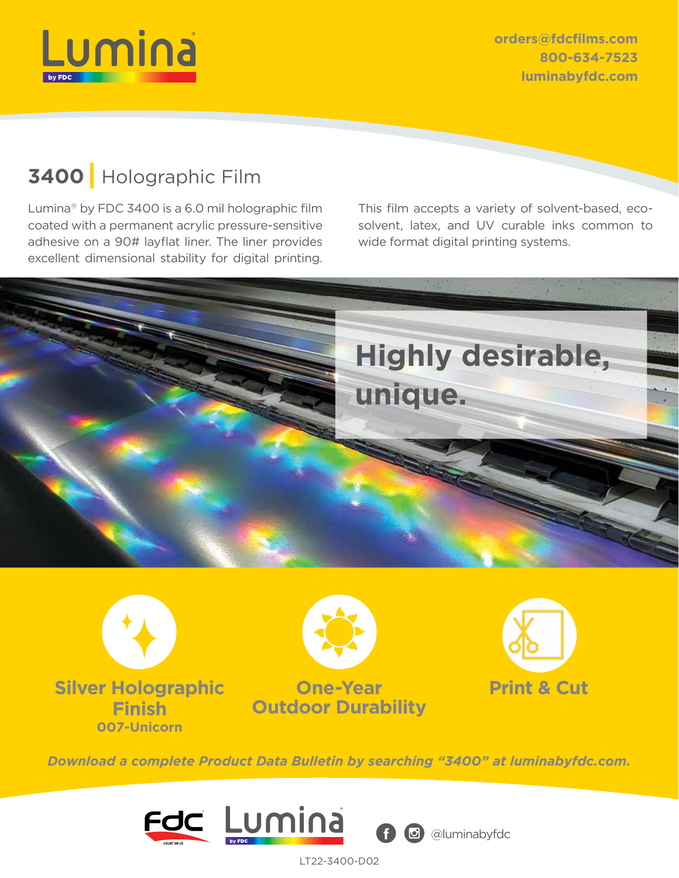Lumina® by FDC

orders@fdcfilms.com
800-634-7523
luminabyfdc.com

# 3400 | Holographic Film

Lumina® by FDC 3400 is a 6.0 mil holographic film coated with a permanent acrylic pressure-sensitive adhesive on a 90# layflat liner. The liner provides excellent dimensional stability for digital printing.

This film accepts a variety of solvent-based, eco-solvent, latex, and UV curable inks common to wide format digital printing systems.

## Highly desirable, unique.

**Silver Holographic Finish**
**007-Unicorn**

**One-Year Outdoor Durability**

**Print & Cut**

***Download a complete Product Data Bulletin by searching "3400" at luminabyfdc.com.***

FDC COUNT ON US | Lumina by FDC

@luminabyfdc

LT22-3400-D02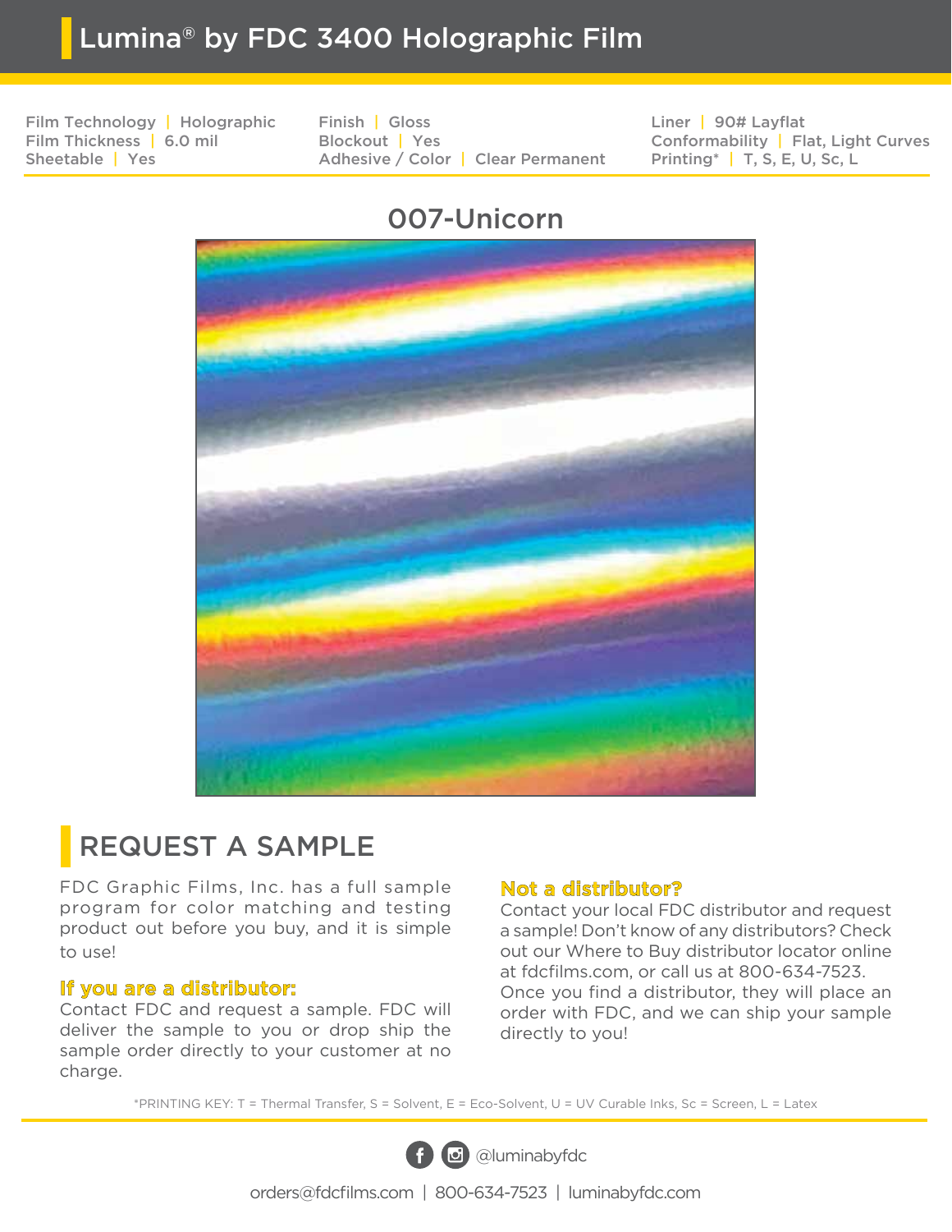# Lumina® by FDC 3400 Holographic Film

| | | | | | |
|---|---|---|---|---|---|
| Film Technology | Holographic | Finish | Gloss | Liner | 90# Layflat |
| Film Thickness | 6.0 mil | Blockout | Yes | Conformability | Flat, Light Curves |
| Sheetable | Yes | Adhesive / Color | Clear Permanent | Printing* | T, S, E, U, Sc, L |

## 007-Unicorn

## REQUEST A SAMPLE

FDC Graphic Films, Inc. has a full sample program for color matching and testing product out before you buy, and it is simple to use!

**If you are a distributor:**
Contact FDC and request a sample. FDC will deliver the sample to you or drop ship the sample order directly to your customer at no charge.

**Not a distributor?**
Contact your local FDC distributor and request a sample! Don't know of any distributors? Check out our Where to Buy distributor locator online at fdcfilms.com, or call us at 800-634-7523. Once you find a distributor, they will place an order with FDC, and we can ship your sample directly to you!

*PRINTING KEY: T = Thermal Transfer, S = Solvent, E = Eco-Solvent, U = UV Curable Inks, Sc = Screen, L = Latex

@luminabyfdc

orders@fdcfilms.com | 800-634-7523 | luminabyfdc.com